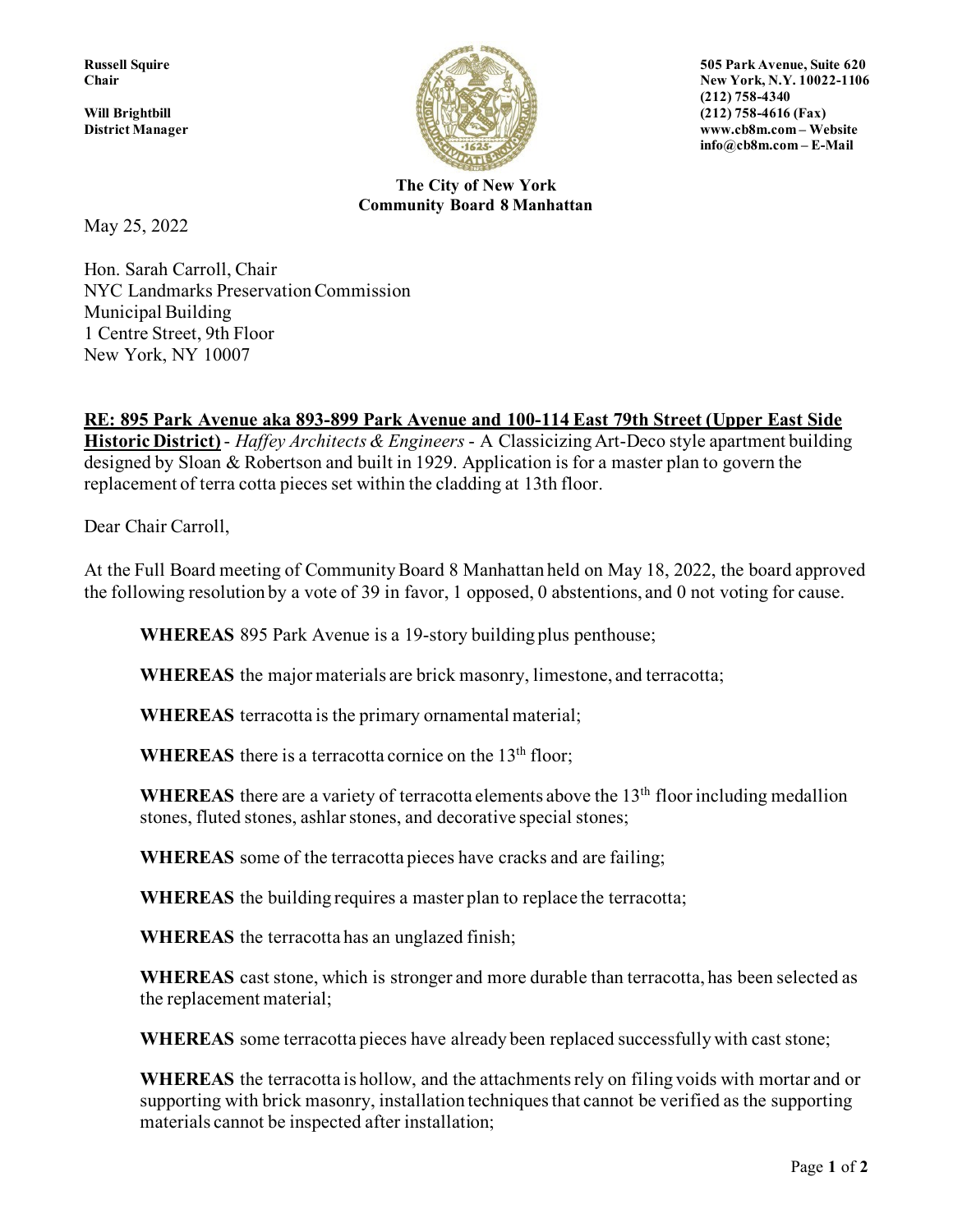Russell Squire
Chair

Will Brightbill
District Manager

505 Park Avenue, Suite 620
New York, N.Y. 10022-1106
(212) 758-4340
(212) 758-4616 (Fax)
www.cb8m.com – Website
info@cb8m.com – E-Mail

**The City of New York**
**Community Board 8 Manhattan**

May 25, 2022

Hon. Sarah Carroll, Chair
NYC Landmarks Preservation Commission
Municipal Building
1 Centre Street, 9th Floor
New York, NY 10007

**RE: 895 Park Avenue aka 893-899 Park Avenue and 100-114 East 79th Street (Upper East Side Historic District)** - *Haffey Architects & Engineers* - A Classicizing Art-Deco style apartment building designed by Sloan & Robertson and built in 1929. Application is for a master plan to govern the replacement of terra cotta pieces set within the cladding at 13th floor.

Dear Chair Carroll,

At the Full Board meeting of Community Board 8 Manhattan held on May 18, 2022, the board approved the following resolution by a vote of 39 in favor, 1 opposed, 0 abstentions, and 0 not voting for cause.

**WHEREAS** 895 Park Avenue is a 19-story building plus penthouse;

**WHEREAS** the major materials are brick masonry, limestone, and terracotta;

**WHEREAS** terracotta is the primary ornamental material;

**WHEREAS** there is a terracotta cornice on the 13th floor;

**WHEREAS** there are a variety of terracotta elements above the 13th floor including medallion stones, fluted stones, ashlar stones, and decorative special stones;

**WHEREAS** some of the terracotta pieces have cracks and are failing;

**WHEREAS** the building requires a master plan to replace the terracotta;

**WHEREAS** the terracotta has an unglazed finish;

**WHEREAS** cast stone, which is stronger and more durable than terracotta, has been selected as the replacement material;

**WHEREAS** some terracotta pieces have already been replaced successfully with cast stone;

**WHEREAS** the terracotta is hollow, and the attachments rely on filing voids with mortar and or supporting with brick masonry, installation techniques that cannot be verified as the supporting materials cannot be inspected after installation;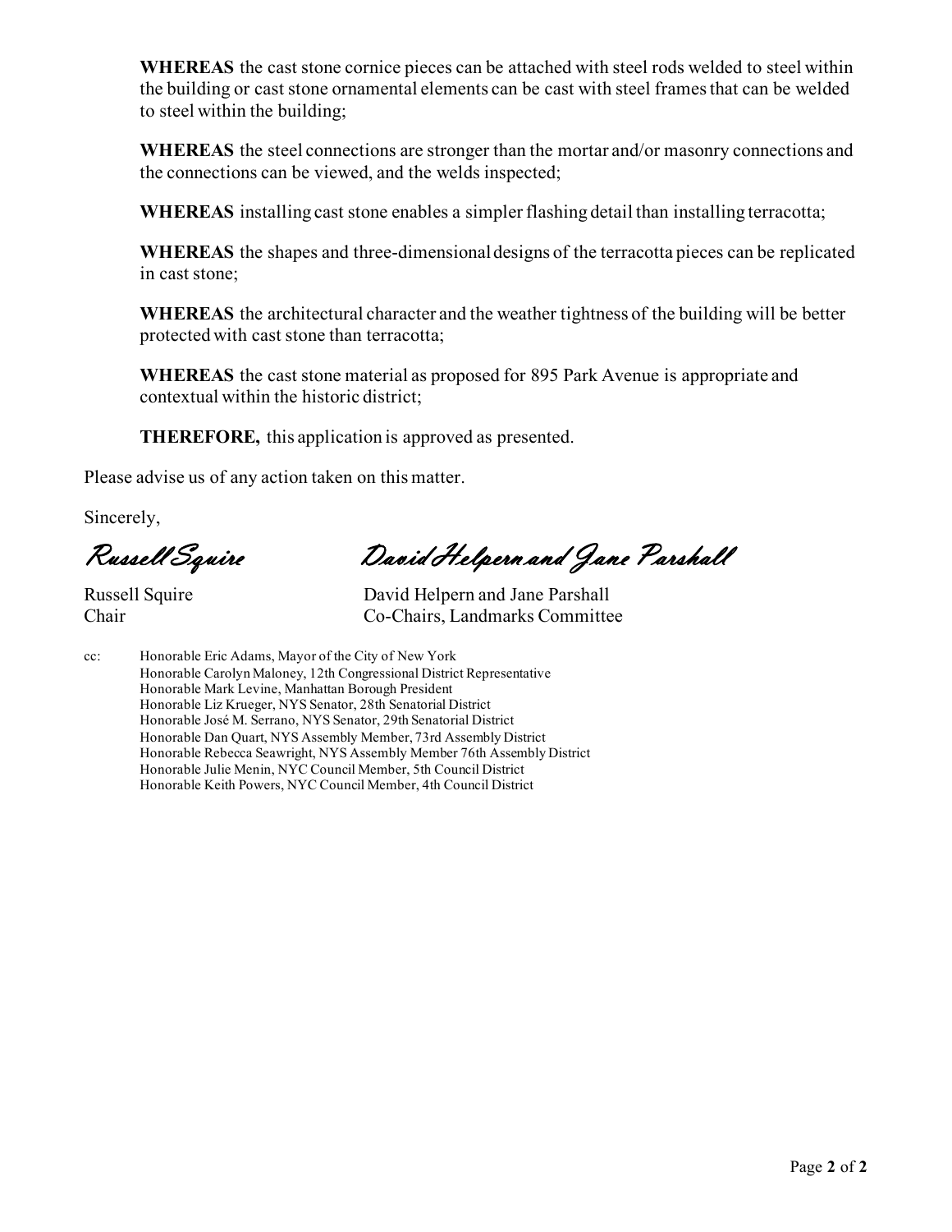**WHEREAS** the cast stone cornice pieces can be attached with steel rods welded to steel within the building or cast stone ornamental elements can be cast with steel frames that can be welded to steel within the building;

**WHEREAS** the steel connections are stronger than the mortar and/or masonry connections and the connections can be viewed, and the welds inspected;

**WHEREAS** installing cast stone enables a simpler flashing detail than installing terracotta;

**WHEREAS** the shapes and three-dimensional designs of the terracotta pieces can be replicated in cast stone;

**WHEREAS** the architectural character and the weather tightness of the building will be better protected with cast stone than terracotta;

**WHEREAS** the cast stone material as proposed for 895 Park Avenue is appropriate and contextual within the historic district;

**THEREFORE,** this application is approved as presented.

Please advise us of any action taken on this matter.

Sincerely,

*Russell Squire* *David Helpern and Jane Parshall*

Russell Squire
Chair

David Helpern and Jane Parshall
Co-Chairs, Landmarks Committee

cc: Honorable Eric Adams, Mayor of the City of New York
Honorable Carolyn Maloney, 12th Congressional District Representative
Honorable Mark Levine, Manhattan Borough President
Honorable Liz Krueger, NYS Senator, 28th Senatorial District
Honorable José M. Serrano, NYS Senator, 29th Senatorial District
Honorable Dan Quart, NYS Assembly Member, 73rd Assembly District
Honorable Rebecca Seawright, NYS Assembly Member 76th Assembly District
Honorable Julie Menin, NYC Council Member, 5th Council District
Honorable Keith Powers, NYC Council Member, 4th Council District